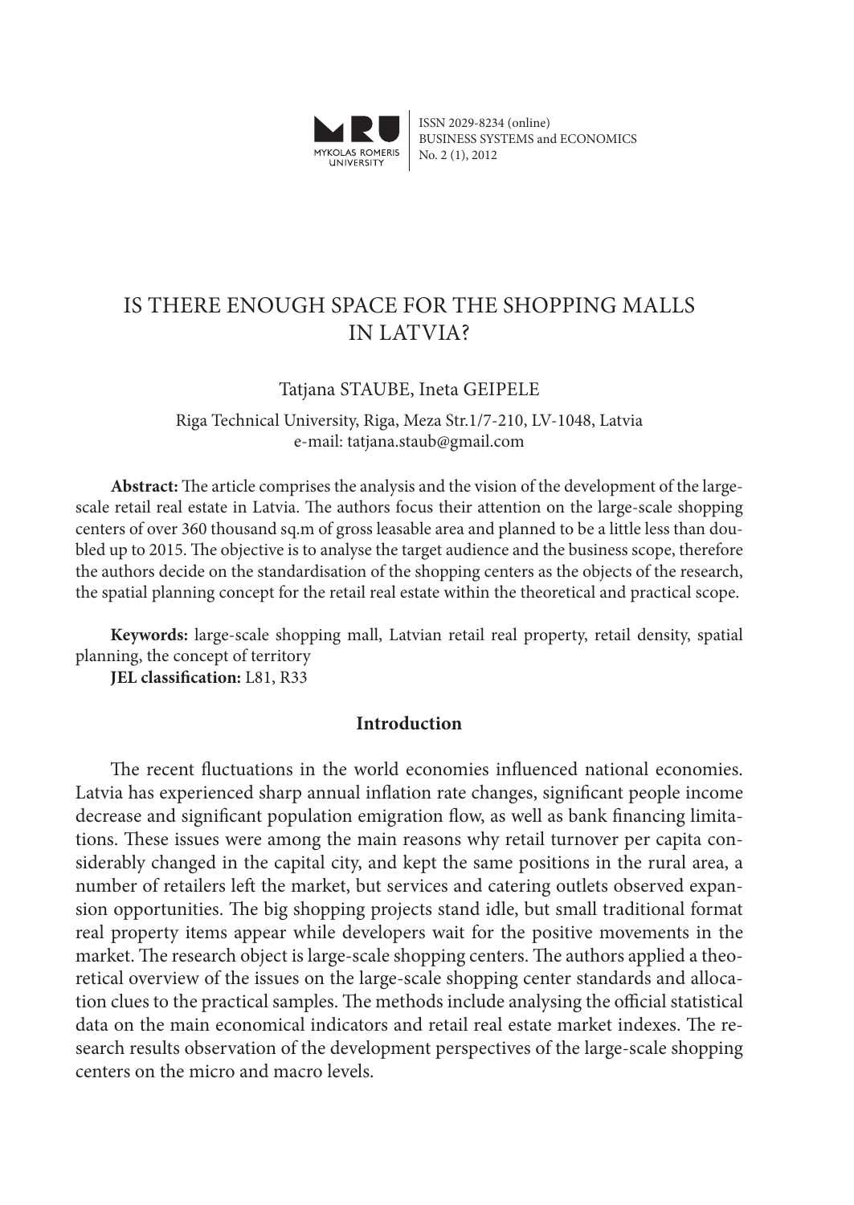ISSN 2029-8234 (online)
BUSINESS SYSTEMS and ECONOMICS
No. 2 (1), 2012

# IS THERE ENOUGH SPACE FOR THE SHOPPING MALLS IN LATVIA?

Tatjana STAUBE, Ineta GEIPELE

Riga Technical University, Riga, Meza Str.1/7-210, LV-1048, Latvia
e-mail: tatjana.staub@gmail.com

**Abstract:** The article comprises the analysis and the vision of the development of the large-scale retail real estate in Latvia. The authors focus their attention on the large-scale shopping centers of over 360 thousand sq.m of gross leasable area and planned to be a little less than doubled up to 2015. The objective is to analyse the target audience and the business scope, therefore the authors decide on the standardisation of the shopping centers as the objects of the research, the spatial planning concept for the retail real estate within the theoretical and practical scope.

**Keywords:** large-scale shopping mall, Latvian retail real property, retail density, spatial planning, the concept of territory

**JEL classification:** L81, R33

## Introduction

The recent fluctuations in the world economies influenced national economies. Latvia has experienced sharp annual inflation rate changes, significant people income decrease and significant population emigration flow, as well as bank financing limitations. These issues were among the main reasons why retail turnover per capita considerably changed in the capital city, and kept the same positions in the rural area, a number of retailers left the market, but services and catering outlets observed expansion opportunities. The big shopping projects stand idle, but small traditional format real property items appear while developers wait for the positive movements in the market. The research object is large-scale shopping centers. The authors applied a theoretical overview of the issues on the large-scale shopping center standards and allocation clues to the practical samples. The methods include analysing the official statistical data on the main economical indicators and retail real estate market indexes. The research results observation of the development perspectives of the large-scale shopping centers on the micro and macro levels.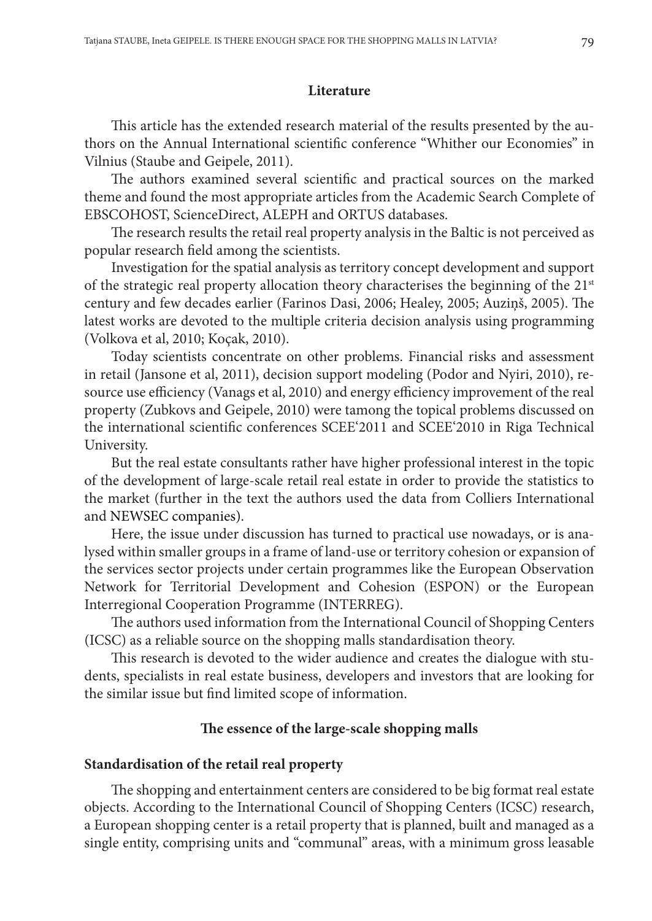## Literature

This article has the extended research material of the results presented by the authors on the Annual International scientific conference "Whither our Economies" in Vilnius (Staube and Geipele, 2011).

The authors examined several scientific and practical sources on the marked theme and found the most appropriate articles from the Academic Search Complete of EBSCOHOST, ScienceDirect, ALEPH and ORTUS databases.

The research results the retail real property analysis in the Baltic is not perceived as popular research field among the scientists.

Investigation for the spatial analysis as territory concept development and support of the strategic real property allocation theory characterises the beginning of the 21st century and few decades earlier (Farinos Dasi, 2006; Healey, 2005; Auziņš, 2005). The latest works are devoted to the multiple criteria decision analysis using programming (Volkova et al, 2010; Koçak, 2010).

Today scientists concentrate on other problems. Financial risks and assessment in retail (Jansone et al, 2011), decision support modeling (Podor and Nyiri, 2010), resource use efficiency (Vanags et al, 2010) and energy efficiency improvement of the real property (Zubkovs and Geipele, 2010) were tamong the topical problems discussed on the international scientific conferences SCEE'2011 and SCEE'2010 in Riga Technical University.

But the real estate consultants rather have higher professional interest in the topic of the development of large-scale retail real estate in order to provide the statistics to the market (further in the text the authors used the data from Colliers International and NEWSEC companies).

Here, the issue under discussion has turned to practical use nowadays, or is analysed within smaller groups in a frame of land-use or territory cohesion or expansion of the services sector projects under certain programmes like the European Observation Network for Territorial Development and Cohesion (ESPON) or the European Interregional Cooperation Programme (INTERREG).

The authors used information from the International Council of Shopping Centers (ICSC) as a reliable source on the shopping malls standardisation theory.

This research is devoted to the wider audience and creates the dialogue with students, specialists in real estate business, developers and investors that are looking for the similar issue but find limited scope of information.

## The essence of the large-scale shopping malls

### Standardisation of the retail real property

The shopping and entertainment centers are considered to be big format real estate objects. According to the International Council of Shopping Centers (ICSC) research, a European shopping center is a retail property that is planned, built and managed as a single entity, comprising units and "communal" areas, with a minimum gross leasable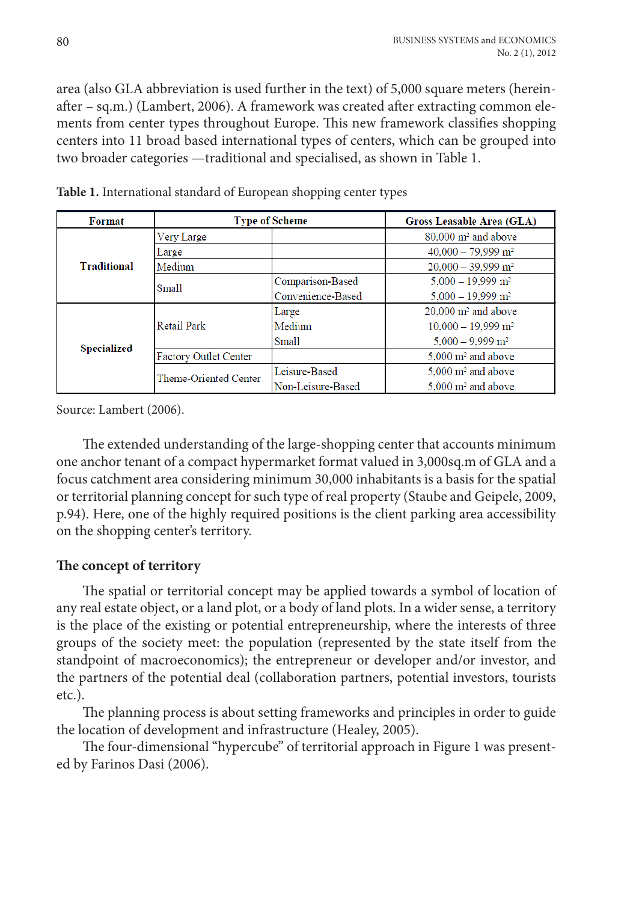area (also GLA abbreviation is used further in the text) of 5,000 square meters (hereinafter – sq.m.) (Lambert, 2006). A framework was created after extracting common elements from center types throughout Europe. This new framework classifies shopping centers into 11 broad based international types of centers, which can be grouped into two broader categories —traditional and specialised, as shown in Table 1.

**Table 1.** International standard of European shopping center types

| Format | Type of Scheme | | Gross Leasable Area (GLA) |
|---|---|---|---|
| **Traditional** | Very Large | | 80,000 m² and above |
| | Large | | 40,000 – 79,999 m² |
| | Medium | | 20,000 – 39,999 m² |
| | Small | Comparison-Based | 5,000 – 19,999 m² |
| | | Convenience-Based | 5,000 – 19,999 m² |
| **Specialized** | Retail Park | Large | 20,000 m² and above |
| | | Medium | 10,000 – 19,999 m² |
| | | Small | 5,000 – 9,999 m² |
| | Factory Outlet Center | | 5,000 m² and above |
| | Theme-Oriented Center | Leisure-Based | 5,000 m² and above |
| | | Non-Leisure-Based | 5,000 m² and above |

Source: Lambert (2006).

The extended understanding of the large-shopping center that accounts minimum one anchor tenant of a compact hypermarket format valued in 3,000sq.m of GLA and a focus catchment area considering minimum 30,000 inhabitants is a basis for the spatial or territorial planning concept for such type of real property (Staube and Geipele, 2009, p.94). Here, one of the highly required positions is the client parking area accessibility on the shopping center's territory.

## The concept of territory

The spatial or territorial concept may be applied towards a symbol of location of any real estate object, or a land plot, or a body of land plots. In a wider sense, a territory is the place of the existing or potential entrepreneurship, where the interests of three groups of the society meet: the population (represented by the state itself from the standpoint of macroeconomics); the entrepreneur or developer and/or investor, and the partners of the potential deal (collaboration partners, potential investors, tourists etc.).

The planning process is about setting frameworks and principles in order to guide the location of development and infrastructure (Healey, 2005).

The four-dimensional "hypercube" of territorial approach in Figure 1 was presented by Farinos Dasi (2006).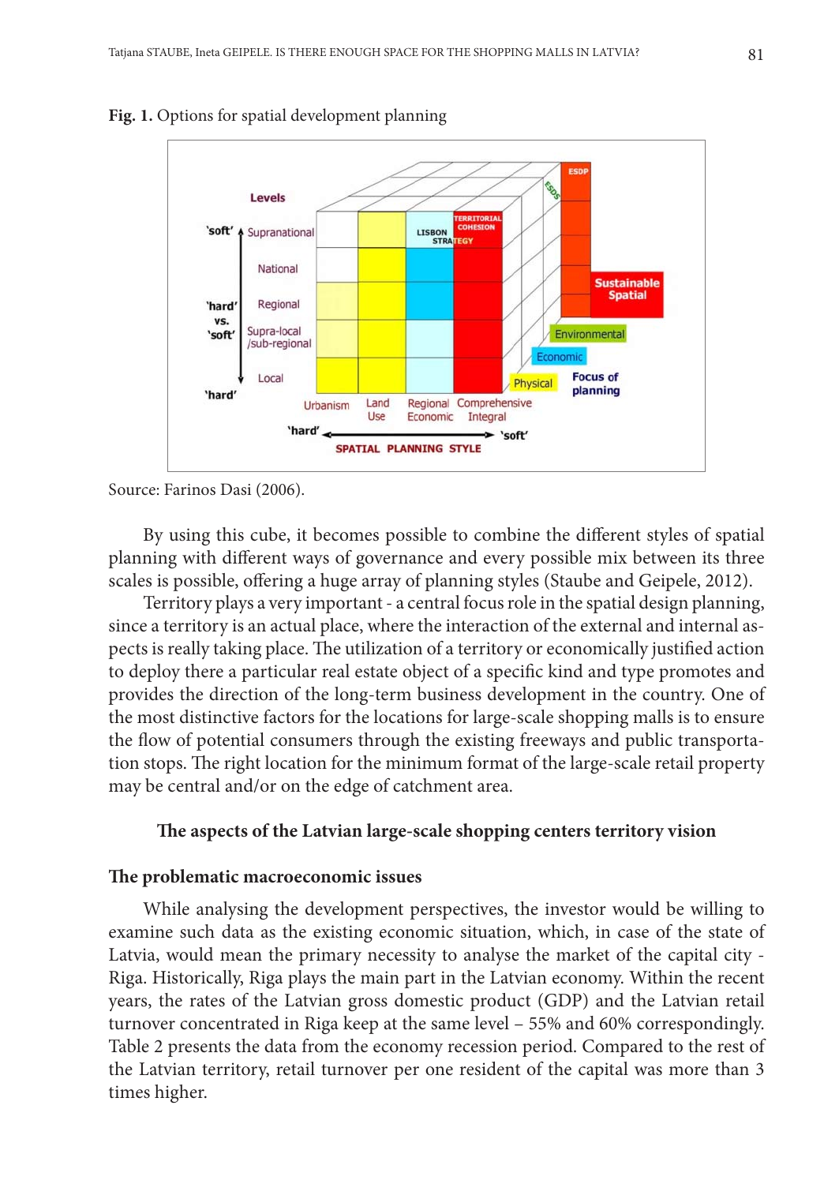**Fig. 1.** Options for spatial development planning

Source: Farinos Dasi (2006).

By using this cube, it becomes possible to combine the different styles of spatial planning with different ways of governance and every possible mix between its three scales is possible, offering a huge array of planning styles (Staube and Geipele, 2012).

Territory plays a very important - a central focus role in the spatial design planning, since a territory is an actual place, where the interaction of the external and internal aspects is really taking place. The utilization of a territory or economically justified action to deploy there a particular real estate object of a specific kind and type promotes and provides the direction of the long-term business development in the country. One of the most distinctive factors for the locations for large-scale shopping malls is to ensure the flow of potential consumers through the existing freeways and public transportation stops. The right location for the minimum format of the large-scale retail property may be central and/or on the edge of catchment area.

## The aspects of the Latvian large-scale shopping centers territory vision

### The problematic macroeconomic issues

While analysing the development perspectives, the investor would be willing to examine such data as the existing economic situation, which, in case of the state of Latvia, would mean the primary necessity to analyse the market of the capital city - Riga. Historically, Riga plays the main part in the Latvian economy. Within the recent years, the rates of the Latvian gross domestic product (GDP) and the Latvian retail turnover concentrated in Riga keep at the same level – 55% and 60% correspondingly. Table 2 presents the data from the economy recession period. Compared to the rest of the Latvian territory, retail turnover per one resident of the capital was more than 3 times higher.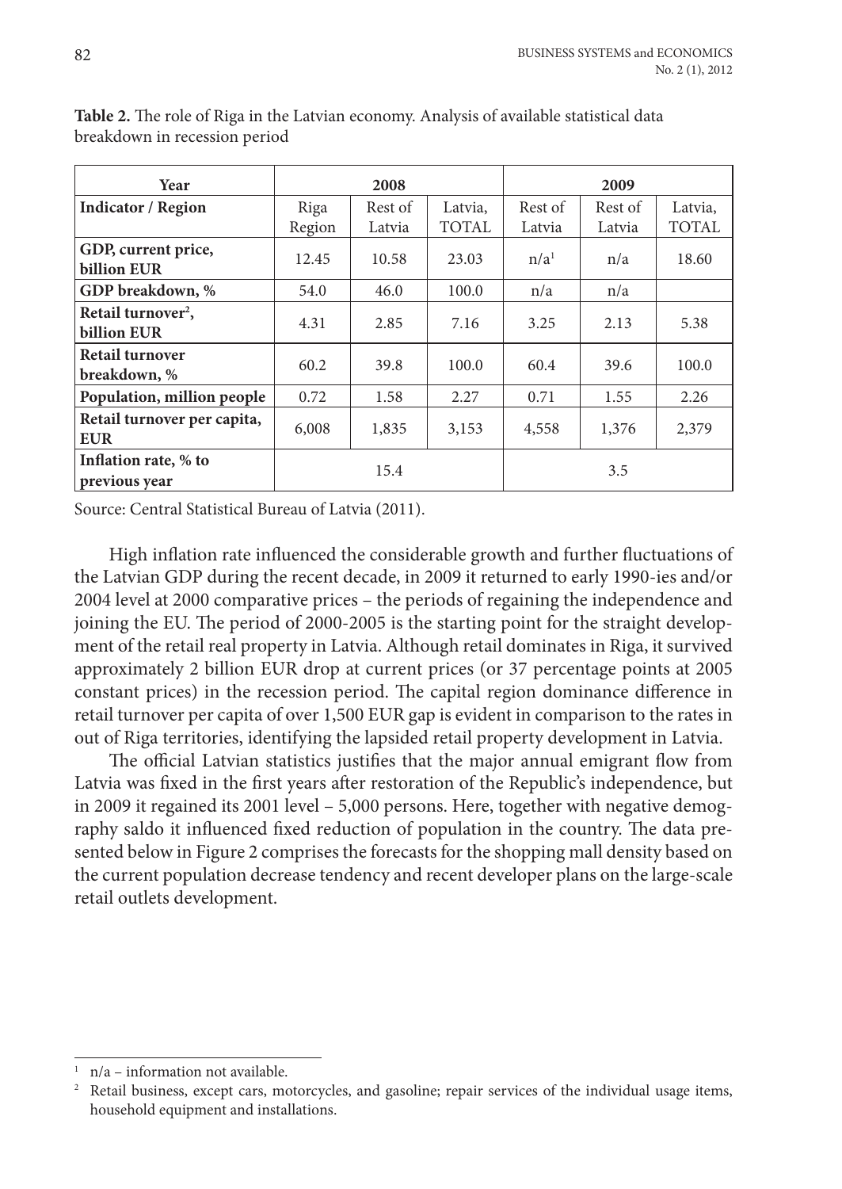**Table 2.** The role of Riga in the Latvian economy. Analysis of available statistical data breakdown in recession period

| Year | 2008 | | | 2009 | | |
|---|---|---|---|---|---|---|
| **Indicator / Region** | Riga Region | Rest of Latvia | Latvia, TOTAL | Rest of Latvia | Rest of Latvia | Latvia, TOTAL |
| **GDP, current price, billion EUR** | 12.45 | 10.58 | 23.03 | n/a[1] | n/a | 18.60 |
| **GDP breakdown, %** | 54.0 | 46.0 | 100.0 | n/a | n/a | |
| **Retail turnover[2], billion EUR** | 4.31 | 2.85 | 7.16 | 3.25 | 2.13 | 5.38 |
| **Retail turnover breakdown, %** | 60.2 | 39.8 | 100.0 | 60.4 | 39.6 | 100.0 |
| **Population, million people** | 0.72 | 1.58 | 2.27 | 0.71 | 1.55 | 2.26 |
| **Retail turnover per capita, EUR** | 6,008 | 1,835 | 3,153 | 4,558 | 1,376 | 2,379 |
| **Inflation rate, % to previous year** | 15.4 | | | 3.5 | | |

Source: Central Statistical Bureau of Latvia (2011).

High inflation rate influenced the considerable growth and further fluctuations of the Latvian GDP during the recent decade, in 2009 it returned to early 1990-ies and/or 2004 level at 2000 comparative prices – the periods of regaining the independence and joining the EU. The period of 2000-2005 is the starting point for the straight development of the retail real property in Latvia. Although retail dominates in Riga, it survived approximately 2 billion EUR drop at current prices (or 37 percentage points at 2005 constant prices) in the recession period. The capital region dominance difference in retail turnover per capita of over 1,500 EUR gap is evident in comparison to the rates in out of Riga territories, identifying the lapsided retail property development in Latvia.

The official Latvian statistics justifies that the major annual emigrant flow from Latvia was fixed in the first years after restoration of the Republic's independence, but in 2009 it regained its 2001 level – 5,000 persons. Here, together with negative demography saldo it influenced fixed reduction of population in the country. The data presented below in Figure 2 comprises the forecasts for the shopping mall density based on the current population decrease tendency and recent developer plans on the large-scale retail outlets development.

---

[1] n/a – information not available.

[2] Retail business, except cars, motorcycles, and gasoline; repair services of the individual usage items, household equipment and installations.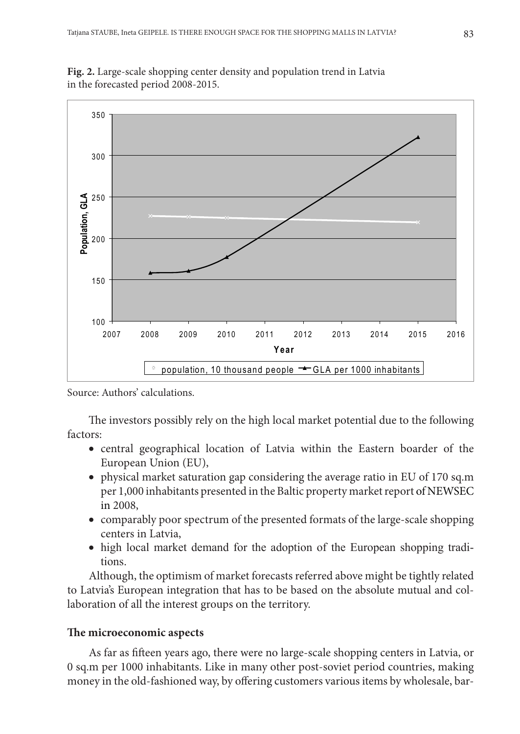**Fig. 2.** Large-scale shopping center density and population trend in Latvia in the forecasted period 2008-2015.

Source: Authors' calculations.

The investors possibly rely on the high local market potential due to the following factors:

- central geographical location of Latvia within the Eastern boarder of the European Union (EU),
- physical market saturation gap considering the average ratio in EU of 170 sq.m per 1,000 inhabitants presented in the Baltic property market report of NEWSEC in 2008,
- comparably poor spectrum of the presented formats of the large-scale shopping centers in Latvia,
- high local market demand for the adoption of the European shopping traditions.

Although, the optimism of market forecasts referred above might be tightly related to Latvia's European integration that has to be based on the absolute mutual and collaboration of all the interest groups on the territory.

**The microeconomic aspects**

As far as fifteen years ago, there were no large-scale shopping centers in Latvia, or 0 sq.m per 1000 inhabitants. Like in many other post-soviet period countries, making money in the old-fashioned way, by offering customers various items by wholesale, bar-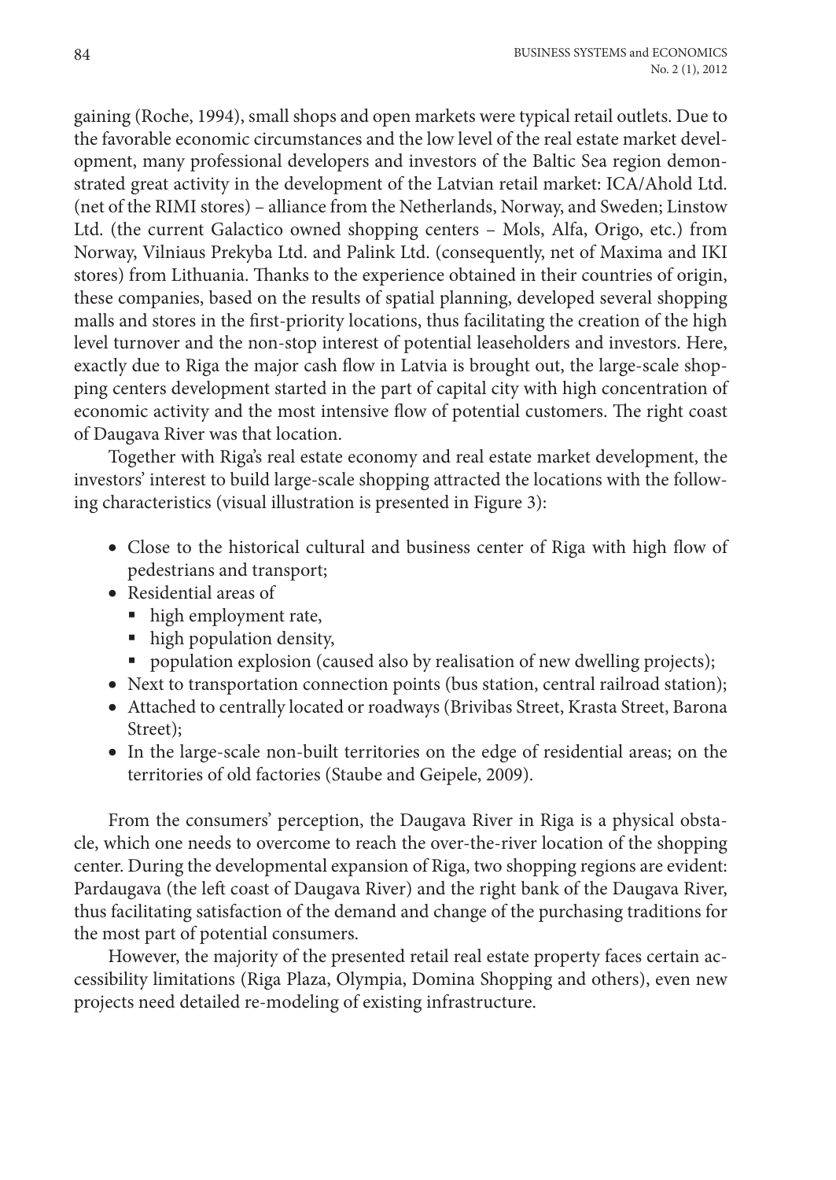gaining (Roche, 1994), small shops and open markets were typical retail outlets. Due to the favorable economic circumstances and the low level of the real estate market development, many professional developers and investors of the Baltic Sea region demonstrated great activity in the development of the Latvian retail market: ICA/Ahold Ltd. (net of the RIMI stores) – alliance from the Netherlands, Norway, and Sweden; Linstow Ltd. (the current Galactico owned shopping centers – Mols, Alfa, Origo, etc.) from Norway, Vilniaus Prekyba Ltd. and Palink Ltd. (consequently, net of Maxima and IKI stores) from Lithuania. Thanks to the experience obtained in their countries of origin, these companies, based on the results of spatial planning, developed several shopping malls and stores in the first-priority locations, thus facilitating the creation of the high level turnover and the non-stop interest of potential leaseholders and investors. Here, exactly due to Riga the major cash flow in Latvia is brought out, the large-scale shopping centers development started in the part of capital city with high concentration of economic activity and the most intensive flow of potential customers. The right coast of Daugava River was that location.

Together with Riga's real estate economy and real estate market development, the investors' interest to build large-scale shopping attracted the locations with the following characteristics (visual illustration is presented in Figure 3):

- Close to the historical cultural and business center of Riga with high flow of pedestrians and transport;
- Residential areas of
  - high employment rate,
  - high population density,
  - population explosion (caused also by realisation of new dwelling projects);
- Next to transportation connection points (bus station, central railroad station);
- Attached to centrally located or roadways (Brivibas Street, Krasta Street, Barona Street);
- In the large-scale non-built territories on the edge of residential areas; on the territories of old factories (Staube and Geipele, 2009).

From the consumers' perception, the Daugava River in Riga is a physical obstacle, which one needs to overcome to reach the over-the-river location of the shopping center. During the developmental expansion of Riga, two shopping regions are evident: Pardaugava (the left coast of Daugava River) and the right bank of the Daugava River, thus facilitating satisfaction of the demand and change of the purchasing traditions for the most part of potential consumers.

However, the majority of the presented retail real estate property faces certain accessibility limitations (Riga Plaza, Olympia, Domina Shopping and others), even new projects need detailed re-modeling of existing infrastructure.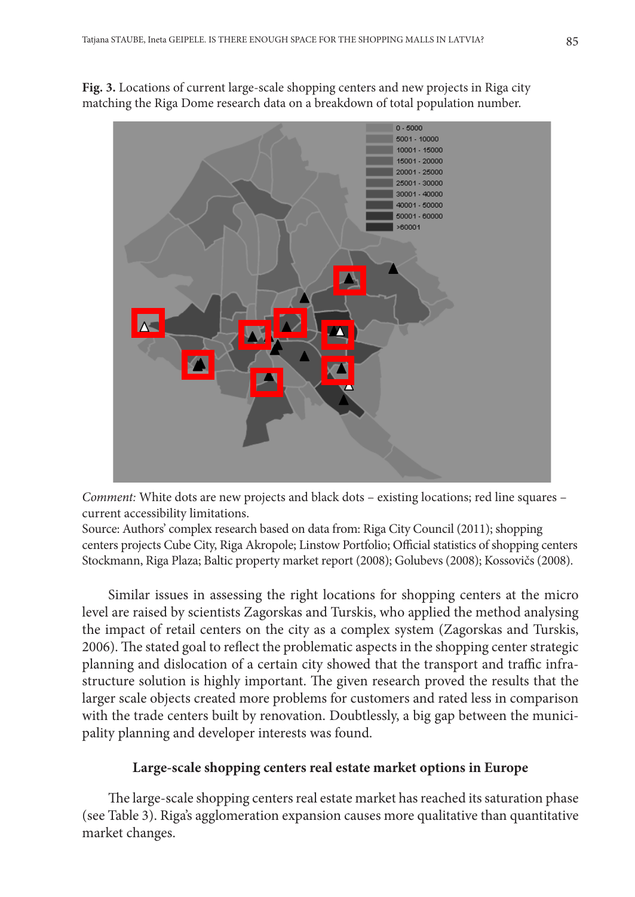**Fig. 3.** Locations of current large-scale shopping centers and new projects in Riga city matching the Riga Dome research data on a breakdown of total population number.

*Comment:* White dots are new projects and black dots – existing locations; red line squares – current accessibility limitations.

Source: Authors' complex research based on data from: Riga City Council (2011); shopping centers projects Cube City, Riga Akropole; Linstow Portfolio; Official statistics of shopping centers Stockmann, Riga Plaza; Baltic property market report (2008); Golubevs (2008); Kossovičs (2008).

Similar issues in assessing the right locations for shopping centers at the micro level are raised by scientists Zagorskas and Turskis, who applied the method analysing the impact of retail centers on the city as a complex system (Zagorskas and Turskis, 2006). The stated goal to reflect the problematic aspects in the shopping center strategic planning and dislocation of a certain city showed that the transport and traffic infrastructure solution is highly important. The given research proved the results that the larger scale objects created more problems for customers and rated less in comparison with the trade centers built by renovation. Doubtlessly, a big gap between the municipality planning and developer interests was found.

## Large-scale shopping centers real estate market options in Europe

The large-scale shopping centers real estate market has reached its saturation phase (see Table 3). Riga's agglomeration expansion causes more qualitative than quantitative market changes.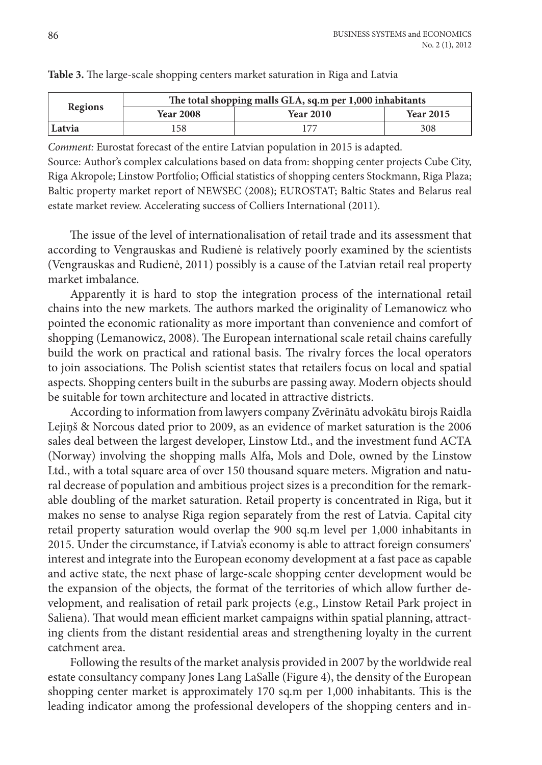**Table 3.** The large-scale shopping centers market saturation in Riga and Latvia

| Regions | The total shopping malls GLA, sq.m per 1,000 inhabitants | | |
|---|---|---|---|
| | Year 2008 | Year 2010 | Year 2015 |
| **Latvia** | 158 | 177 | 308 |

*Comment:* Eurostat forecast of the entire Latvian population in 2015 is adapted.
Source: Author's complex calculations based on data from: shopping center projects Cube City, Riga Akropole; Linstow Portfolio; Official statistics of shopping centers Stockmann, Riga Plaza; Baltic property market report of NEWSEC (2008); EUROSTAT; Baltic States and Belarus real estate market review. Accelerating success of Colliers International (2011).

The issue of the level of internationalisation of retail trade and its assessment that according to Vengrauskas and Rudienė is relatively poorly examined by the scientists (Vengrauskas and Rudienė, 2011) possibly is a cause of the Latvian retail real property market imbalance.

Apparently it is hard to stop the integration process of the international retail chains into the new markets. The authors marked the originality of Lemanowicz who pointed the economic rationality as more important than convenience and comfort of shopping (Lemanowicz, 2008). The European international scale retail chains carefully build the work on practical and rational basis. The rivalry forces the local operators to join associations. The Polish scientist states that retailers focus on local and spatial aspects. Shopping centers built in the suburbs are passing away. Modern objects should be suitable for town architecture and located in attractive districts.

According to information from lawyers company Zvērinātu advokātu birojs Raidla Lejiņš & Norcous dated prior to 2009, as an evidence of market saturation is the 2006 sales deal between the largest developer, Linstow Ltd., and the investment fund ACTA (Norway) involving the shopping malls Alfa, Mols and Dole, owned by the Linstow Ltd., with a total square area of over 150 thousand square meters. Migration and natural decrease of population and ambitious project sizes is a precondition for the remarkable doubling of the market saturation. Retail property is concentrated in Riga, but it makes no sense to analyse Riga region separately from the rest of Latvia. Capital city retail property saturation would overlap the 900 sq.m level per 1,000 inhabitants in 2015. Under the circumstance, if Latvia's economy is able to attract foreign consumers' interest and integrate into the European economy development at a fast pace as capable and active state, the next phase of large-scale shopping center development would be the expansion of the objects, the format of the territories of which allow further development, and realisation of retail park projects (e.g., Linstow Retail Park project in Saliena). That would mean efficient market campaigns within spatial planning, attracting clients from the distant residential areas and strengthening loyalty in the current catchment area.

Following the results of the market analysis provided in 2007 by the worldwide real estate consultancy company Jones Lang LaSalle (Figure 4), the density of the European shopping center market is approximately 170 sq.m per 1,000 inhabitants. This is the leading indicator among the professional developers of the shopping centers and in-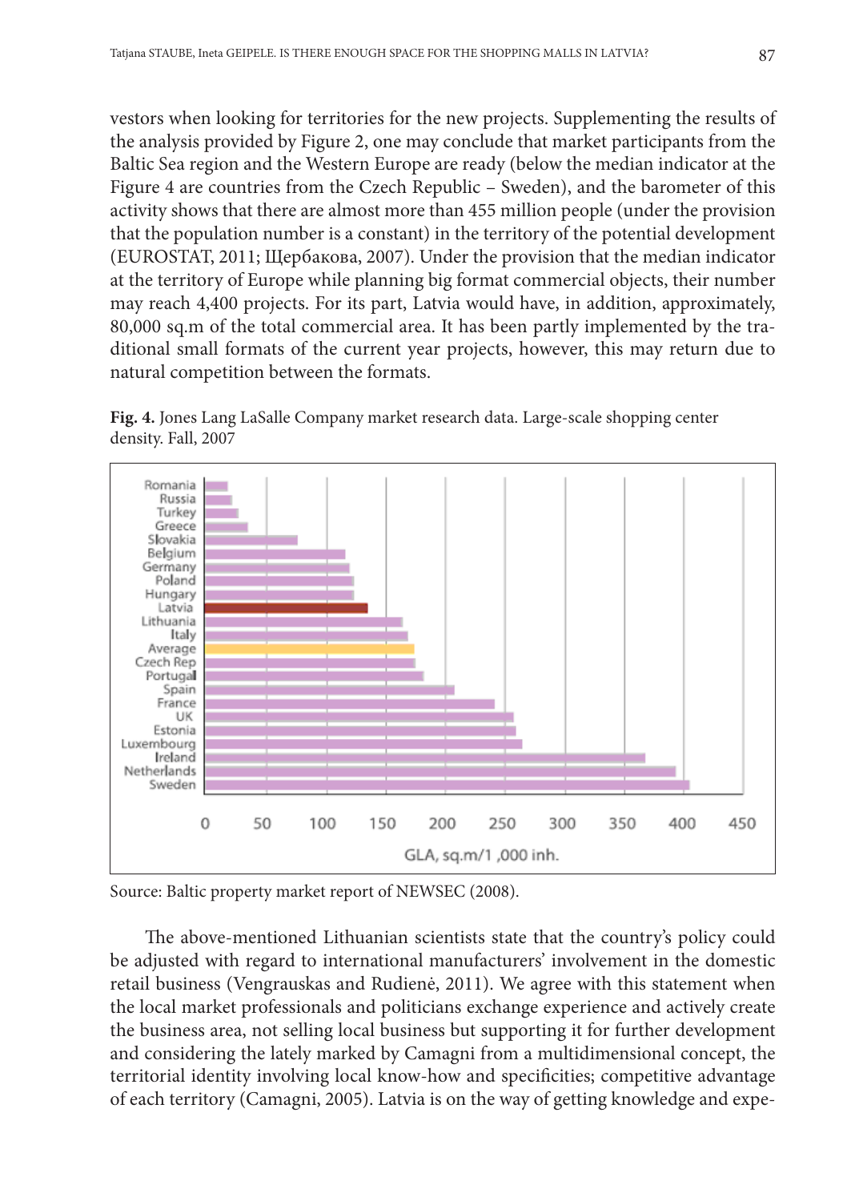vestors when looking for territories for the new projects. Supplementing the results of the analysis provided by Figure 2, one may conclude that market participants from the Baltic Sea region and the Western Europe are ready (below the median indicator at the Figure 4 are countries from the Czech Republic – Sweden), and the barometer of this activity shows that there are almost more than 455 million people (under the provision that the population number is a constant) in the territory of the potential development (EUROSTAT, 2011; Щербакова, 2007). Under the provision that the median indicator at the territory of Europe while planning big format commercial objects, their number may reach 4,400 projects. For its part, Latvia would have, in addition, approximately, 80,000 sq.m of the total commercial area. It has been partly implemented by the traditional small formats of the current year projects, however, this may return due to natural competition between the formats.

**Fig. 4.** Jones Lang LaSalle Company market research data. Large-scale shopping center density. Fall, 2007

Source: Baltic property market report of NEWSEC (2008).

The above-mentioned Lithuanian scientists state that the country's policy could be adjusted with regard to international manufacturers' involvement in the domestic retail business (Vengrauskas and Rudienė, 2011). We agree with this statement when the local market professionals and politicians exchange experience and actively create the business area, not selling local business but supporting it for further development and considering the lately marked by Camagni from a multidimensional concept, the territorial identity involving local know-how and specificities; competitive advantage of each territory (Camagni, 2005). Latvia is on the way of getting knowledge and expe-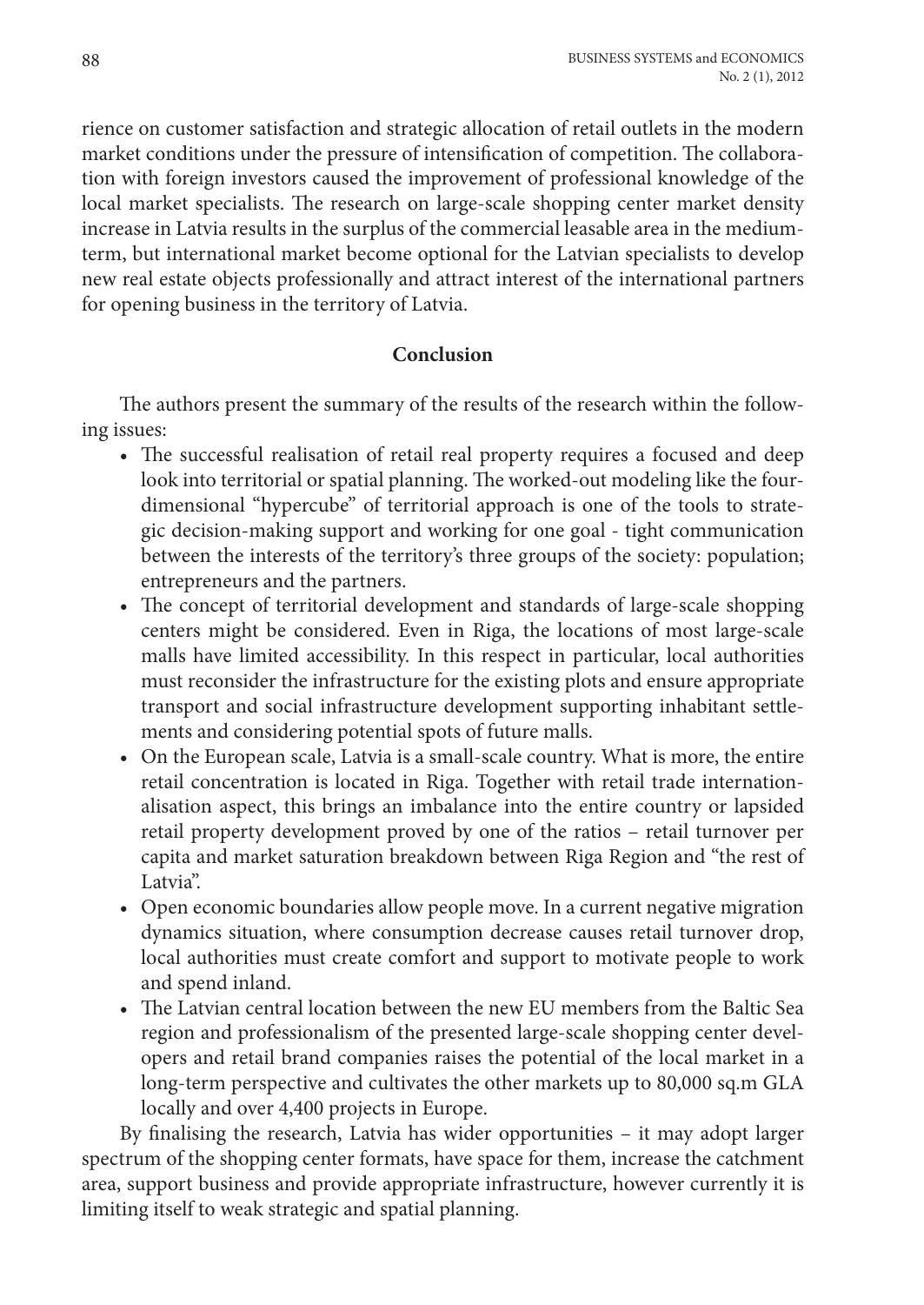rience on customer satisfaction and strategic allocation of retail outlets in the modern market conditions under the pressure of intensification of competition. The collaboration with foreign investors caused the improvement of professional knowledge of the local market specialists. The research on large-scale shopping center market density increase in Latvia results in the surplus of the commercial leasable area in the medium-term, but international market become optional for the Latvian specialists to develop new real estate objects professionally and attract interest of the international partners for opening business in the territory of Latvia.

## Conclusion

The authors present the summary of the results of the research within the following issues:

- The successful realisation of retail real property requires a focused and deep look into territorial or spatial planning. The worked-out modeling like the four-dimensional "hypercube" of territorial approach is one of the tools to strategic decision-making support and working for one goal - tight communication between the interests of the territory's three groups of the society: population; entrepreneurs and the partners.
- The concept of territorial development and standards of large-scale shopping centers might be considered. Even in Riga, the locations of most large-scale malls have limited accessibility. In this respect in particular, local authorities must reconsider the infrastructure for the existing plots and ensure appropriate transport and social infrastructure development supporting inhabitant settlements and considering potential spots of future malls.
- On the European scale, Latvia is a small-scale country. What is more, the entire retail concentration is located in Riga. Together with retail trade internationalisation aspect, this brings an imbalance into the entire country or lapsided retail property development proved by one of the ratios – retail turnover per capita and market saturation breakdown between Riga Region and "the rest of Latvia".
- Open economic boundaries allow people move. In a current negative migration dynamics situation, where consumption decrease causes retail turnover drop, local authorities must create comfort and support to motivate people to work and spend inland.
- The Latvian central location between the new EU members from the Baltic Sea region and professionalism of the presented large-scale shopping center developers and retail brand companies raises the potential of the local market in a long-term perspective and cultivates the other markets up to 80,000 sq.m GLA locally and over 4,400 projects in Europe.

By finalising the research, Latvia has wider opportunities – it may adopt larger spectrum of the shopping center formats, have space for them, increase the catchment area, support business and provide appropriate infrastructure, however currently it is limiting itself to weak strategic and spatial planning.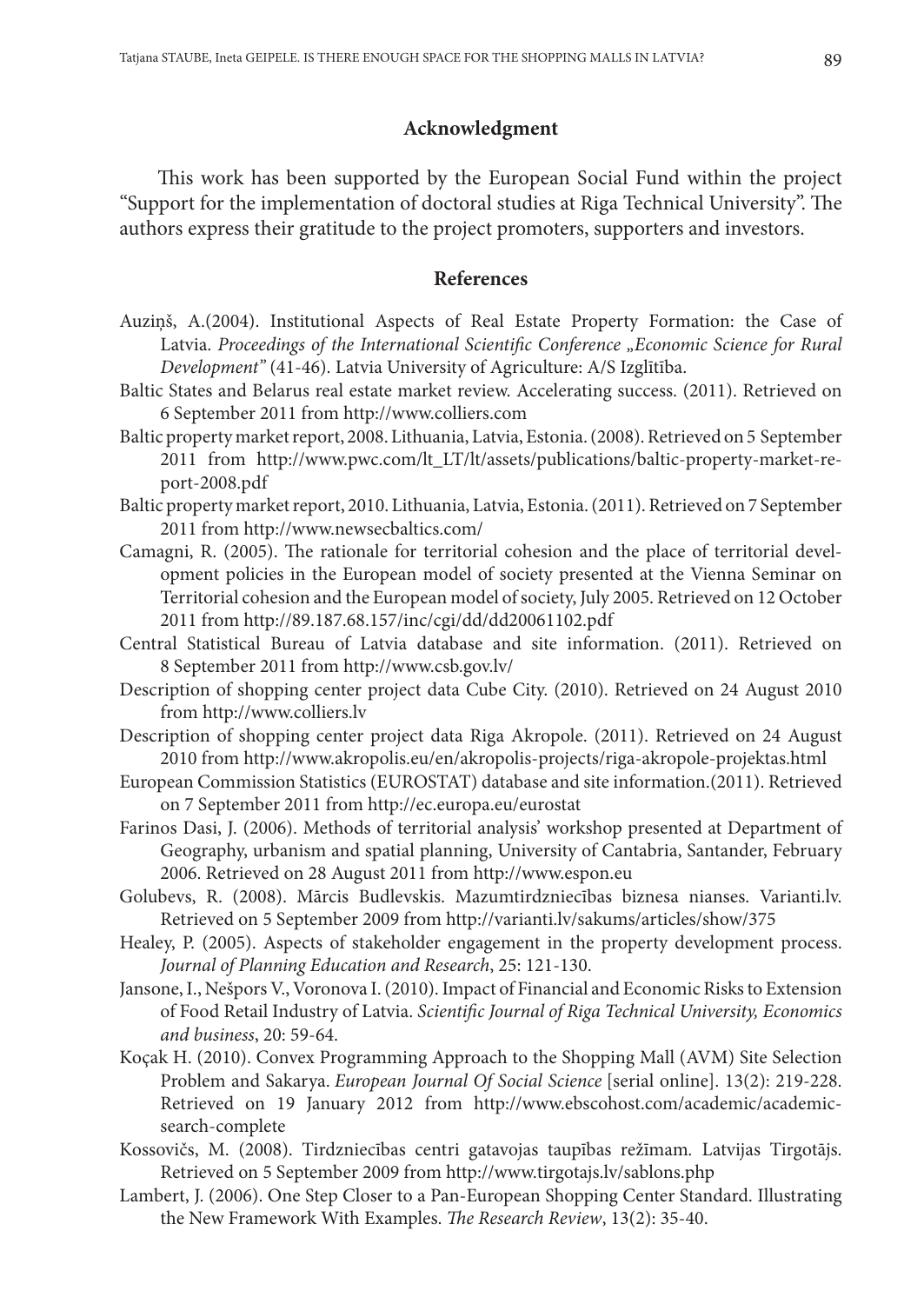## Acknowledgment

This work has been supported by the European Social Fund within the project "Support for the implementation of doctoral studies at Riga Technical University". The authors express their gratitude to the project promoters, supporters and investors.

## References

Auziņš, A.(2004). Institutional Aspects of Real Estate Property Formation: the Case of Latvia. *Proceedings of the International Scientific Conference „Economic Science for Rural Development"* (41-46). Latvia University of Agriculture: A/S Izglītība.

Baltic States and Belarus real estate market review. Accelerating success. (2011). Retrieved on 6 September 2011 from http://www.colliers.com

Baltic property market report, 2008. Lithuania, Latvia, Estonia. (2008). Retrieved on 5 September 2011 from http://www.pwc.com/lt_LT/lt/assets/publications/baltic-property-market-report-2008.pdf

Baltic property market report, 2010. Lithuania, Latvia, Estonia. (2011). Retrieved on 7 September 2011 from http://www.newsecbaltics.com/

Camagni, R. (2005). The rationale for territorial cohesion and the place of territorial development policies in the European model of society presented at the Vienna Seminar on Territorial cohesion and the European model of society, July 2005. Retrieved on 12 October 2011 from http://89.187.68.157/inc/cgi/dd/dd20061102.pdf

Central Statistical Bureau of Latvia database and site information. (2011). Retrieved on 8 September 2011 from http://www.csb.gov.lv/

Description of shopping center project data Cube City. (2010). Retrieved on 24 August 2010 from http://www.colliers.lv

Description of shopping center project data Riga Akropole. (2011). Retrieved on 24 August 2010 from http://www.akropolis.eu/en/akropolis-projects/riga-akropole-projektas.html

European Commission Statistics (EUROSTAT) database and site information.(2011). Retrieved on 7 September 2011 from http://ec.europa.eu/eurostat

Farinos Dasi, J. (2006). Methods of territorial analysis' workshop presented at Department of Geography, urbanism and spatial planning, University of Cantabria, Santander, February 2006. Retrieved on 28 August 2011 from http://www.espon.eu

Golubevs, R. (2008). Mārcis Budlevskis. Mazumtirdzniecības biznesa nianses. Varianti.lv. Retrieved on 5 September 2009 from http://varianti.lv/sakums/articles/show/375

Healey, P. (2005). Aspects of stakeholder engagement in the property development process. *Journal of Planning Education and Research*, 25: 121-130.

Jansone, I., Nešpors V., Voronova I. (2010). Impact of Financial and Economic Risks to Extension of Food Retail Industry of Latvia. *Scientific Journal of Riga Technical University, Economics and business*, 20: 59-64.

Koçak H. (2010). Convex Programming Approach to the Shopping Mall (AVM) Site Selection Problem and Sakarya. *European Journal Of Social Science* [serial online]. 13(2): 219-228. Retrieved on 19 January 2012 from http://www.ebscohost.com/academic/academic-search-complete

Kossovičs, M. (2008). Tirdzniecības centri gatavojas taupības režīmam. Latvijas Tirgotājs. Retrieved on 5 September 2009 from http://www.tirgotajs.lv/sablons.php

Lambert, J. (2006). One Step Closer to a Pan-European Shopping Center Standard. Illustrating the New Framework With Examples. *The Research Review*, 13(2): 35-40.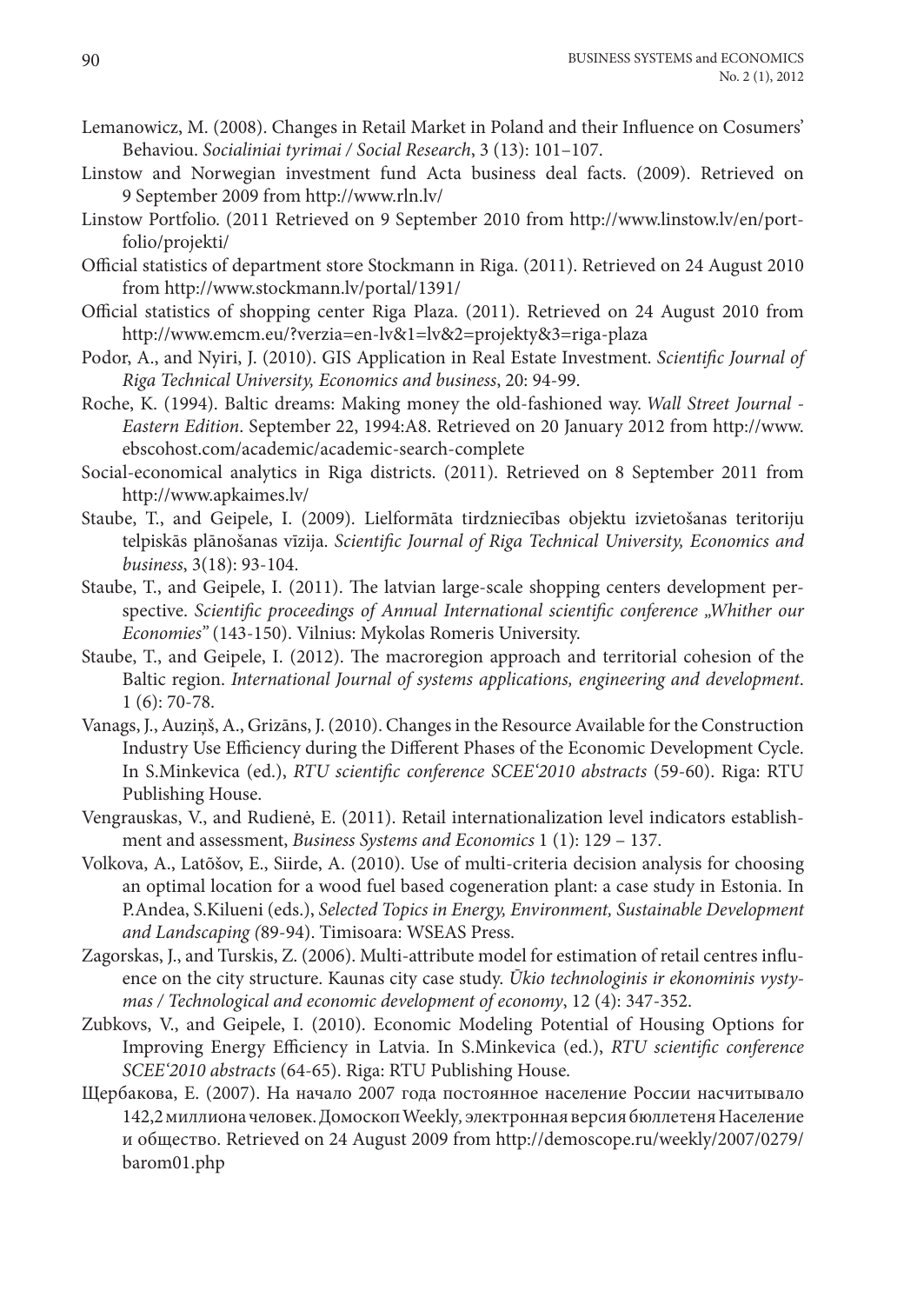Lemanowicz, M. (2008). Changes in Retail Market in Poland and their Influence on Cosumers' Behaviou. *Socialiniai tyrimai / Social Research*, 3 (13): 101–107.

Linstow and Norwegian investment fund Acta business deal facts. (2009). Retrieved on 9 September 2009 from http://www.rln.lv/

Linstow Portfolio. (2011 Retrieved on 9 September 2010 from http://www.linstow.lv/en/portfolio/projekti/

Official statistics of department store Stockmann in Riga. (2011). Retrieved on 24 August 2010 from http://www.stockmann.lv/portal/1391/

Official statistics of shopping center Riga Plaza. (2011). Retrieved on 24 August 2010 from http://www.emcm.eu/?verzia=en-lv&1=lv&2=projekty&3=riga-plaza

Podor, A., and Nyiri, J. (2010). GIS Application in Real Estate Investment. *Scientific Journal of Riga Technical University, Economics and business*, 20: 94-99.

Roche, K. (1994). Baltic dreams: Making money the old-fashioned way. *Wall Street Journal - Eastern Edition*. September 22, 1994:A8. Retrieved on 20 January 2012 from http://www.ebscohost.com/academic/academic-search-complete

Social-economical analytics in Riga districts. (2011). Retrieved on 8 September 2011 from http://www.apkaimes.lv/

Staube, T., and Geipele, I. (2009). Lielformāta tirdzniecības objektu izvietošanas teritoriju telpiskās plānošanas vīzija. *Scientific Journal of Riga Technical University, Economics and business*, 3(18): 93-104.

Staube, T., and Geipele, I. (2011). The latvian large-scale shopping centers development perspective. *Scientific proceedings of Annual International scientific conference „Whither our Economies"* (143-150). Vilnius: Mykolas Romeris University.

Staube, T., and Geipele, I. (2012). The macroregion approach and territorial cohesion of the Baltic region. *International Journal of systems applications, engineering and development*. 1 (6): 70-78.

Vanags, J., Auziņš, A., Grizāns, J. (2010). Changes in the Resource Available for the Construction Industry Use Efficiency during the Different Phases of the Economic Development Cycle. In S.Minkevica (ed.), *RTU scientific conference SCEE'2010 abstracts* (59-60). Riga: RTU Publishing House.

Vengrauskas, V., and Rudienė, E. (2011). Retail internationalization level indicators establishment and assessment, *Business Systems and Economics* 1 (1): 129 – 137.

Volkova, A., Latõšov, E., Siirde, A. (2010). Use of multi-criteria decision analysis for choosing an optimal location for a wood fuel based cogeneration plant: a case study in Estonia. In P.Andea, S.Kilueni (eds.), *Selected Topics in Energy, Environment, Sustainable Development and Landscaping (*89-94). Timisoara: WSEAS Press.

Zagorskas, J., and Turskis, Z. (2006). Multi-attribute model for estimation of retail centres influence on the city structure. Kaunas city case study. *Ūkio technologinis ir ekonominis vystymas / Technological and economic development of economy*, 12 (4): 347-352.

Zubkovs, V., and Geipele, I. (2010). Economic Modeling Potential of Housing Options for Improving Energy Efficiency in Latvia. In S.Minkevica (ed.), *RTU scientific conference SCEE'2010 abstracts* (64-65). Riga: RTU Publishing House.

Щербакова, Е. (2007). На начало 2007 года постоянное население России насчитывало 142,2 миллиона человек. Домоскоп Weekly, электронная версия бюллетеня Население и общество. Retrieved on 24 August 2009 from http://demoscope.ru/weekly/2007/0279/barom01.php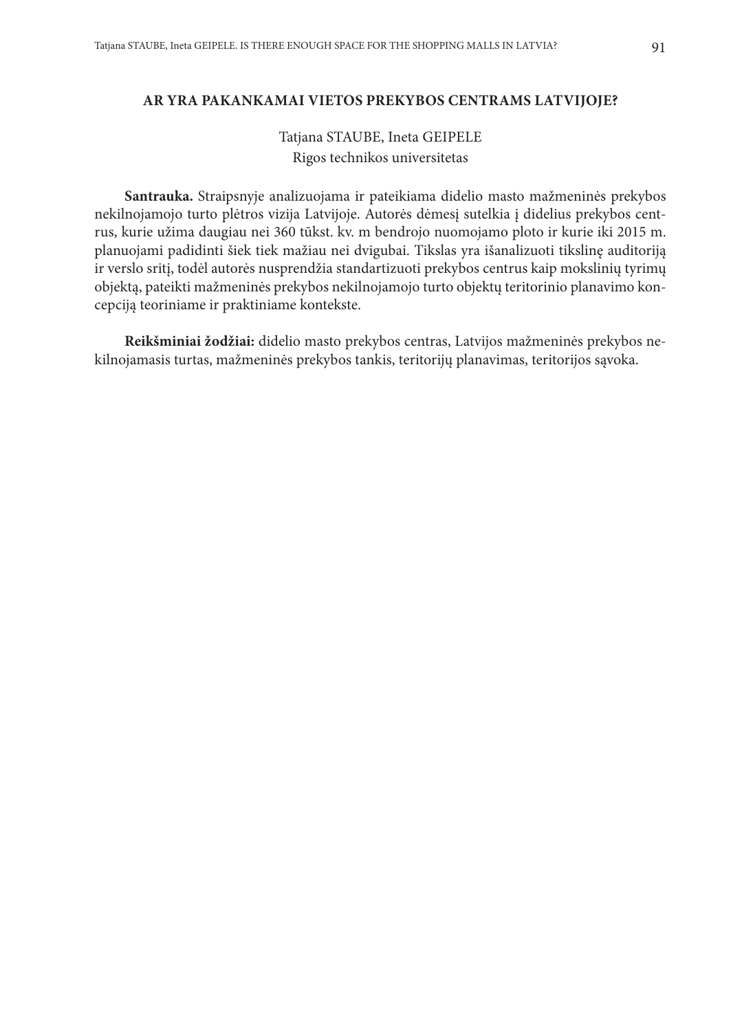## AR YRA PAKANKAMAI VIETOS PREKYBOS CENTRAMS LATVIJOJE?

Tatjana STAUBE, Ineta GEIPELE
Rigos technikos universitetas

**Santrauka.** Straipsnyje analizuojama ir pateikiama didelio masto mažmeninės prekybos nekilnojamojo turto plėtros vizija Latvijoje. Autorės dėmesį sutelkia į didelius prekybos centrus, kurie užima daugiau nei 360 tūkst. kv. m bendrojo nuomojamo ploto ir kurie iki 2015 m. planuojami padidinti šiek tiek mažiau nei dvigubai. Tikslas yra išanalizuoti tikslinę auditoriją ir verslo sritį, todėl autorės nusprendžia standartizuoti prekybos centrus kaip mokslinių tyrimų objektą, pateikti mažmeninės prekybos nekilnojamojo turto objektų teritorinio planavimo koncepciją teoriniame ir praktiniame kontekste.

**Reikšminiai žodžiai:** didelio masto prekybos centras, Latvijos mažmeninės prekybos nekilnojamasis turtas, mažmeninės prekybos tankis, teritorijų planavimas, teritorijos sąvoka.